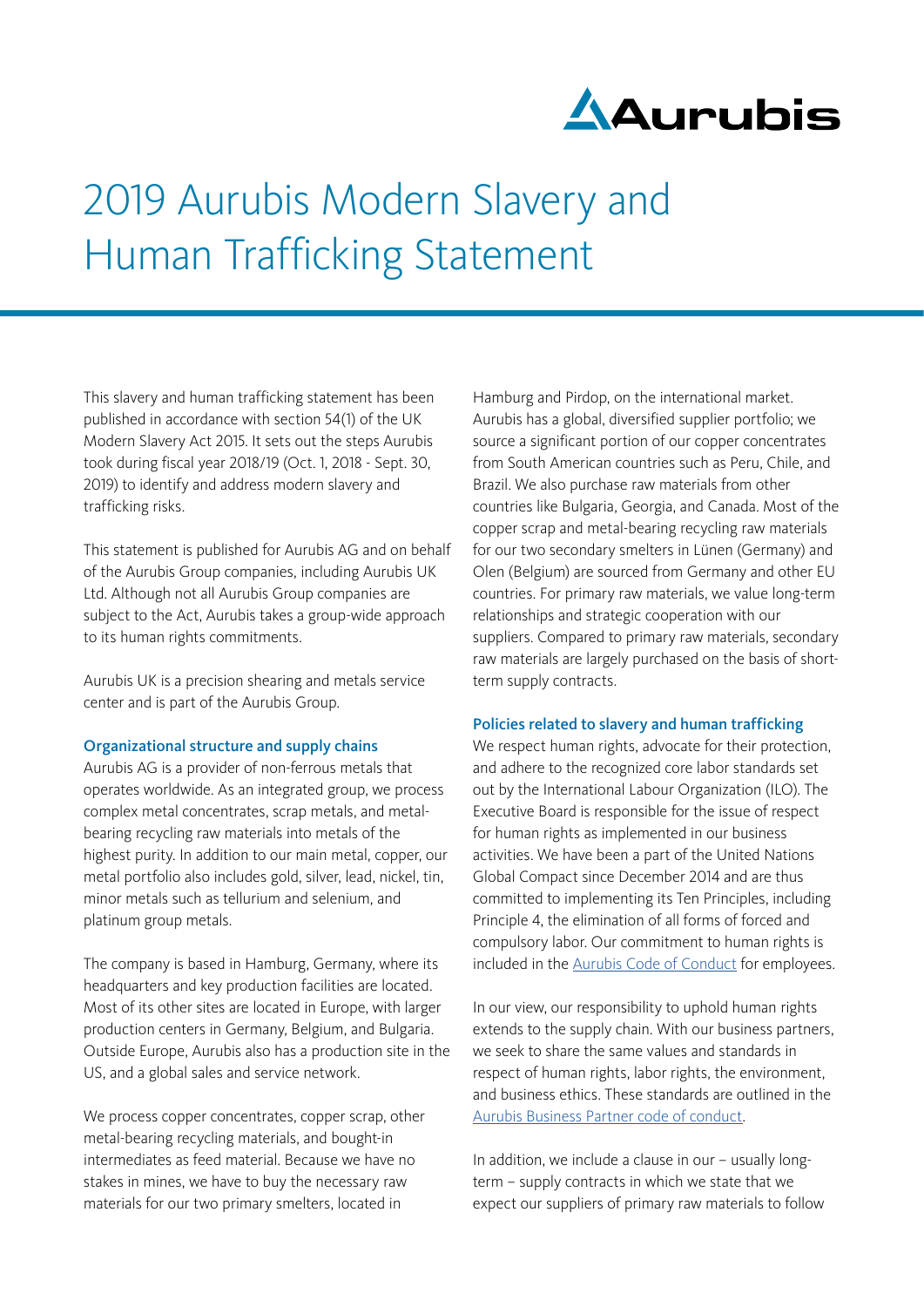# 2019 Aurubis Modern Slavery and Human Trafficking Statement

This slavery and human trafficking statement has been published in accordance with section 54(1) of the UK Modern Slavery Act 2015. It sets out the steps Aurubis took during fiscal year 2018/19 (Oct. 1, 2018 - Sept. 30, 2019) to identify and address modern slavery and trafficking risks.

This statement is published for Aurubis AG and on behalf of the Aurubis Group companies, including Aurubis UK Ltd. Although not all Aurubis Group companies are subject to the Act, Aurubis takes a group-wide approach to its human rights commitments.

Aurubis UK is a precision shearing and metals service center and is part of the Aurubis Group.

## Organizational structure and supply chains

Aurubis AG is a provider of non-ferrous metals that operates worldwide. As an integrated group, we process complex metal concentrates, scrap metals, and metal-bearing recycling raw materials into metals of the highest purity. In addition to our main metal, copper, our metal portfolio also includes gold, silver, lead, nickel, tin, minor metals such as tellurium and selenium, and platinum group metals.

The company is based in Hamburg, Germany, where its headquarters and key production facilities are located. Most of its other sites are located in Europe, with larger production centers in Germany, Belgium, and Bulgaria. Outside Europe, Aurubis also has a production site in the US, and a global sales and service network.

We process copper concentrates, copper scrap, other metal-bearing recycling materials, and bought-in intermediates as feed material. Because we have no stakes in mines, we have to buy the necessary raw materials for our two primary smelters, located in Hamburg and Pirdop, on the international market. Aurubis has a global, diversified supplier portfolio; we source a significant portion of our copper concentrates from South American countries such as Peru, Chile, and Brazil. We also purchase raw materials from other countries like Bulgaria, Georgia, and Canada. Most of the copper scrap and metal-bearing recycling raw materials for our two secondary smelters in Lünen (Germany) and Olen (Belgium) are sourced from Germany and other EU countries. For primary raw materials, we value long-term relationships and strategic cooperation with our suppliers. Compared to primary raw materials, secondary raw materials are largely purchased on the basis of short-term supply contracts.

## Policies related to slavery and human trafficking

We respect human rights, advocate for their protection, and adhere to the recognized core labor standards set out by the International Labour Organization (ILO). The Executive Board is responsible for the issue of respect for human rights as implemented in our business activities. We have been a part of the United Nations Global Compact since December 2014 and are thus committed to implementing its Ten Principles, including Principle 4, the elimination of all forms of forced and compulsory labor. Our commitment to human rights is included in the Aurubis Code of Conduct for employees.

In our view, our responsibility to uphold human rights extends to the supply chain. With our business partners, we seek to share the same values and standards in respect of human rights, labor rights, the environment, and business ethics. These standards are outlined in the Aurubis Business Partner code of conduct.

In addition, we include a clause in our – usually long-term – supply contracts in which we state that we expect our suppliers of primary raw materials to follow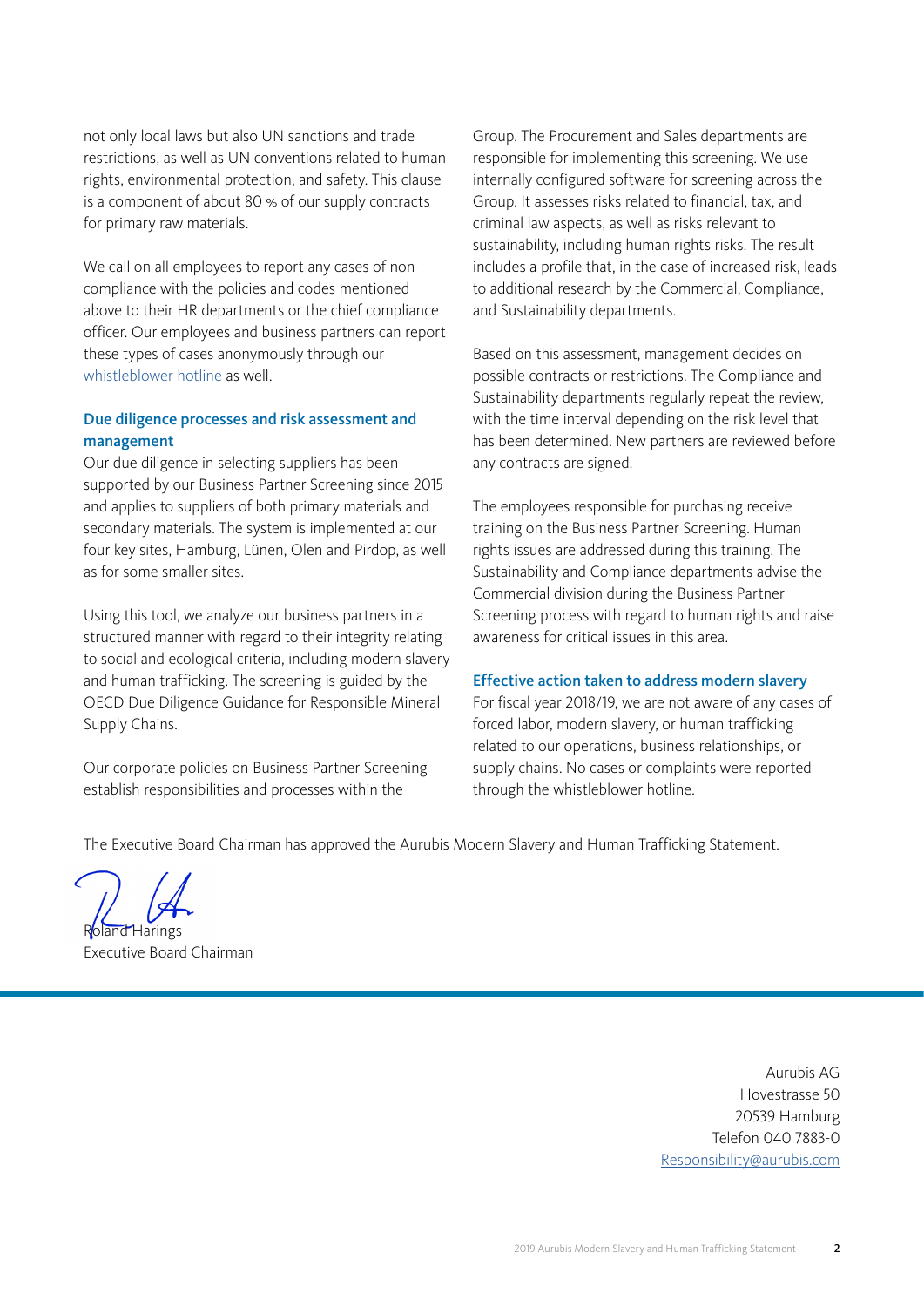not only local laws but also UN sanctions and trade restrictions, as well as UN conventions related to human rights, environmental protection, and safety. This clause is a component of about 80 % of our supply contracts for primary raw materials.

We call on all employees to report any cases of non-compliance with the policies and codes mentioned above to their HR departments or the chief compliance officer. Our employees and business partners can report these types of cases anonymously through our whistleblower hotline as well.

### Due diligence processes and risk assessment and management

Our due diligence in selecting suppliers has been supported by our Business Partner Screening since 2015 and applies to suppliers of both primary materials and secondary materials. The system is implemented at our four key sites, Hamburg, Lünen, Olen and Pirdop, as well as for some smaller sites.

Using this tool, we analyze our business partners in a structured manner with regard to their integrity relating to social and ecological criteria, including modern slavery and human trafficking. The screening is guided by the OECD Due Diligence Guidance for Responsible Mineral Supply Chains.

Our corporate policies on Business Partner Screening establish responsibilities and processes within the Group. The Procurement and Sales departments are responsible for implementing this screening. We use internally configured software for screening across the Group. It assesses risks related to financial, tax, and criminal law aspects, as well as risks relevant to sustainability, including human rights risks. The result includes a profile that, in the case of increased risk, leads to additional research by the Commercial, Compliance, and Sustainability departments.

Based on this assessment, management decides on possible contracts or restrictions. The Compliance and Sustainability departments regularly repeat the review, with the time interval depending on the risk level that has been determined. New partners are reviewed before any contracts are signed.

The employees responsible for purchasing receive training on the Business Partner Screening. Human rights issues are addressed during this training. The Sustainability and Compliance departments advise the Commercial division during the Business Partner Screening process with regard to human rights and raise awareness for critical issues in this area.

### Effective action taken to address modern slavery

For fiscal year 2018/19, we are not aware of any cases of forced labor, modern slavery, or human trafficking related to our operations, business relationships, or supply chains. No cases or complaints were reported through the whistleblower hotline.

The Executive Board Chairman has approved the Aurubis Modern Slavery and Human Trafficking Statement.

Roland Harings
Executive Board Chairman

Aurubis AG
Hovestrasse 50
20539 Hamburg
Telefon 040 7883-0
Responsibility@aurubis.com